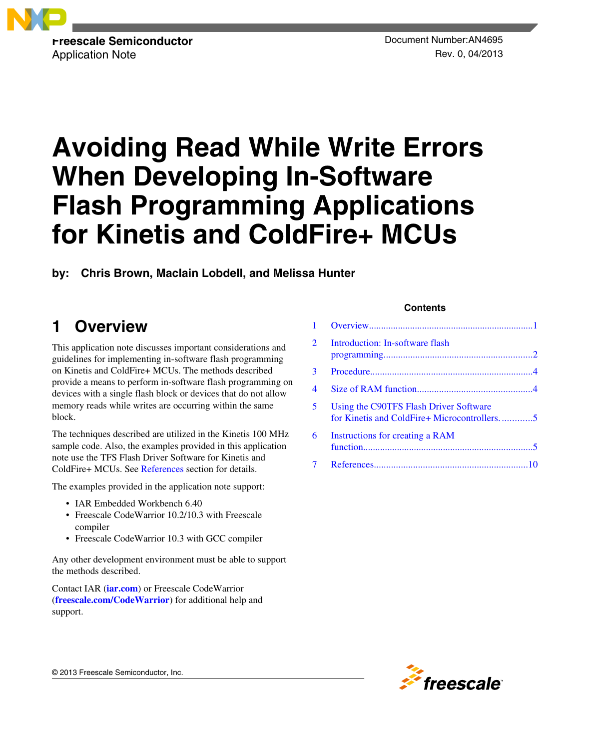Freescale Semiconductor
Application Note

Document Number:AN4695
Rev. 0, 04/2013

# Avoiding Read While Write Errors When Developing In-Software Flash Programming Applications for Kinetis and ColdFire+ MCUs

**by: Chris Brown, Maclain Lobdell, and Melissa Hunter**

## 1 Overview

This application note discusses important considerations and guidelines for implementing in-software flash programming on Kinetis and ColdFire+ MCUs. The methods described provide a means to perform in-software flash programming on devices with a single flash block or devices that do not allow memory reads while writes are occurring within the same block.

The techniques described are utilized in the Kinetis 100 MHz sample code. Also, the examples provided in this application note use the TFS Flash Driver Software for Kinetis and ColdFire+ MCUs. See References section for details.

The examples provided in the application note support:

- IAR Embedded Workbench 6.40
- Freescale CodeWarrior 10.2/10.3 with Freescale compiler
- Freescale CodeWarrior 10.3 with GCC compiler

Any other development environment must be able to support the methods described.

Contact IAR (**iar.com**) or Freescale CodeWarrior (**freescale.com/CodeWarrior**) for additional help and support.

**Contents**

| | | |
|---|---|---|
| 1 | Overview | 1 |
| 2 | Introduction: In-software flash programming | 2 |
| 3 | Procedure | 4 |
| 4 | Size of RAM function | 4 |
| 5 | Using the C90TFS Flash Driver Software for Kinetis and ColdFire+ Microcontrollers | 5 |
| 6 | Instructions for creating a RAM function | 5 |
| 7 | References | 10 |

© 2013 Freescale Semiconductor, Inc.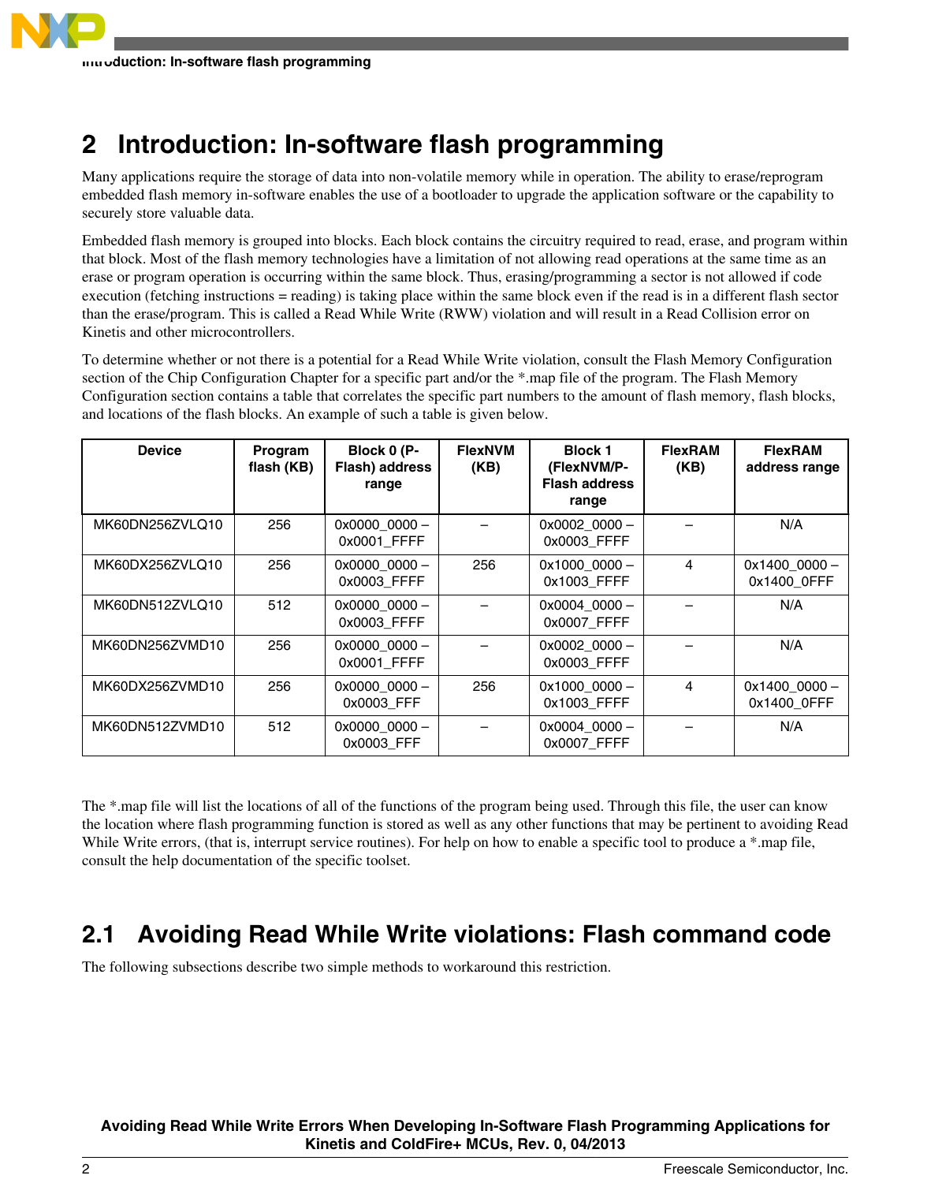## 2 Introduction: In-software flash programming

Many applications require the storage of data into non-volatile memory while in operation. The ability to erase/reprogram embedded flash memory in-software enables the use of a bootloader to upgrade the application software or the capability to securely store valuable data.

Embedded flash memory is grouped into blocks. Each block contains the circuitry required to read, erase, and program within that block. Most of the flash memory technologies have a limitation of not allowing read operations at the same time as an erase or program operation is occurring within the same block. Thus, erasing/programming a sector is not allowed if code execution (fetching instructions = reading) is taking place within the same block even if the read is in a different flash sector than the erase/program. This is called a Read While Write (RWW) violation and will result in a Read Collision error on Kinetis and other microcontrollers.

To determine whether or not there is a potential for a Read While Write violation, consult the Flash Memory Configuration section of the Chip Configuration Chapter for a specific part and/or the *.map file of the program. The Flash Memory Configuration section contains a table that correlates the specific part numbers to the amount of flash memory, flash blocks, and locations of the flash blocks. An example of such a table is given below.

| Device | Program flash (KB) | Block 0 (P-Flash) address range | FlexNVM (KB) | Block 1 (FlexNVM/P-Flash address range | FlexRAM (KB) | FlexRAM address range |
|---|---|---|---|---|---|---|
| MK60DN256ZVLQ10 | 256 | 0x0000_0000 – 0x0001_FFFF | – | 0x0002_0000 – 0x0003_FFFF | – | N/A |
| MK60DX256ZVLQ10 | 256 | 0x0000_0000 – 0x0003_FFFF | 256 | 0x1000_0000 – 0x1003_FFFF | 4 | 0x1400_0000 – 0x1400_0FFF |
| MK60DN512ZVLQ10 | 512 | 0x0000_0000 – 0x0003_FFFF | – | 0x0004_0000 – 0x0007_FFFF | – | N/A |
| MK60DN256ZVMD10 | 256 | 0x0000_0000 – 0x0001_FFFF | – | 0x0002_0000 – 0x0003_FFFF | – | N/A |
| MK60DX256ZVMD10 | 256 | 0x0000_0000 – 0x0003_FFF | 256 | 0x1000_0000 – 0x1003_FFFF | 4 | 0x1400_0000 – 0x1400_0FFF |
| MK60DN512ZVMD10 | 512 | 0x0000_0000 – 0x0003_FFF | – | 0x0004_0000 – 0x0007_FFFF | – | N/A |

The *.map file will list the locations of all of the functions of the program being used. Through this file, the user can know the location where flash programming function is stored as well as any other functions that may be pertinent to avoiding Read While Write errors, (that is, interrupt service routines). For help on how to enable a specific tool to produce a *.map file, consult the help documentation of the specific toolset.

### 2.1 Avoiding Read While Write violations: Flash command code

The following subsections describe two simple methods to workaround this restriction.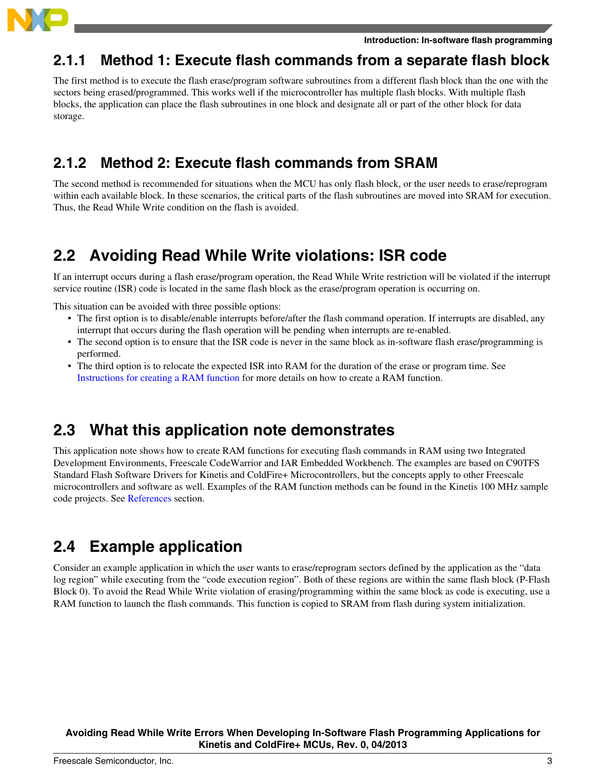### 2.1.1 Method 1: Execute flash commands from a separate flash block

The first method is to execute the flash erase/program software subroutines from a different flash block than the one with the sectors being erased/programmed. This works well if the microcontroller has multiple flash blocks. With multiple flash blocks, the application can place the flash subroutines in one block and designate all or part of the other block for data storage.

### 2.1.2 Method 2: Execute flash commands from SRAM

The second method is recommended for situations when the MCU has only flash block, or the user needs to erase/reprogram within each available block. In these scenarios, the critical parts of the flash subroutines are moved into SRAM for execution. Thus, the Read While Write condition on the flash is avoided.

## 2.2 Avoiding Read While Write violations: ISR code

If an interrupt occurs during a flash erase/program operation, the Read While Write restriction will be violated if the interrupt service routine (ISR) code is located in the same flash block as the erase/program operation is occurring on.

This situation can be avoided with three possible options:

- The first option is to disable/enable interrupts before/after the flash command operation. If interrupts are disabled, any interrupt that occurs during the flash operation will be pending when interrupts are re-enabled.
- The second option is to ensure that the ISR code is never in the same block as in-software flash erase/programming is performed.
- The third option is to relocate the expected ISR into RAM for the duration of the erase or program time. See Instructions for creating a RAM function for more details on how to create a RAM function.

## 2.3 What this application note demonstrates

This application note shows how to create RAM functions for executing flash commands in RAM using two Integrated Development Environments, Freescale CodeWarrior and IAR Embedded Workbench. The examples are based on C90TFS Standard Flash Software Drivers for Kinetis and ColdFire+ Microcontrollers, but the concepts apply to other Freescale microcontrollers and software as well. Examples of the RAM function methods can be found in the Kinetis 100 MHz sample code projects. See References section.

## 2.4 Example application

Consider an example application in which the user wants to erase/reprogram sectors defined by the application as the "data log region" while executing from the "code execution region". Both of these regions are within the same flash block (P-Flash Block 0). To avoid the Read While Write violation of erasing/programming within the same block as code is executing, use a RAM function to launch the flash commands. This function is copied to SRAM from flash during system initialization.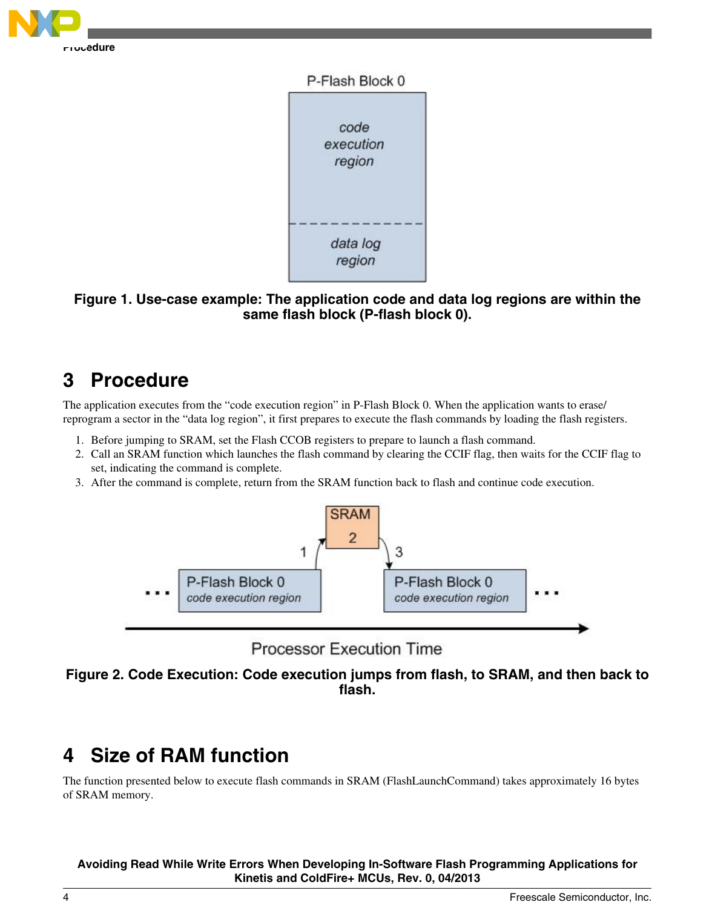P-Flash Block 0

code execution region

data log region

**Figure 1. Use-case example: The application code and data log regions are within the same flash block (P-flash block 0).**

## 3 Procedure

The application executes from the "code execution region" in P-Flash Block 0. When the application wants to erase/reprogram a sector in the "data log region", it first prepares to execute the flash commands by loading the flash registers.

1. Before jumping to SRAM, set the Flash CCOB registers to prepare to launch a flash command.
2. Call an SRAM function which launches the flash command by clearing the CCIF flag, then waits for the CCIF flag to set, indicating the command is complete.
3. After the command is complete, return from the SRAM function back to flash and continue code execution.

**Figure 2. Code Execution: Code execution jumps from flash, to SRAM, and then back to flash.**

## 4 Size of RAM function

The function presented below to execute flash commands in SRAM (FlashLaunchCommand) takes approximately 16 bytes of SRAM memory.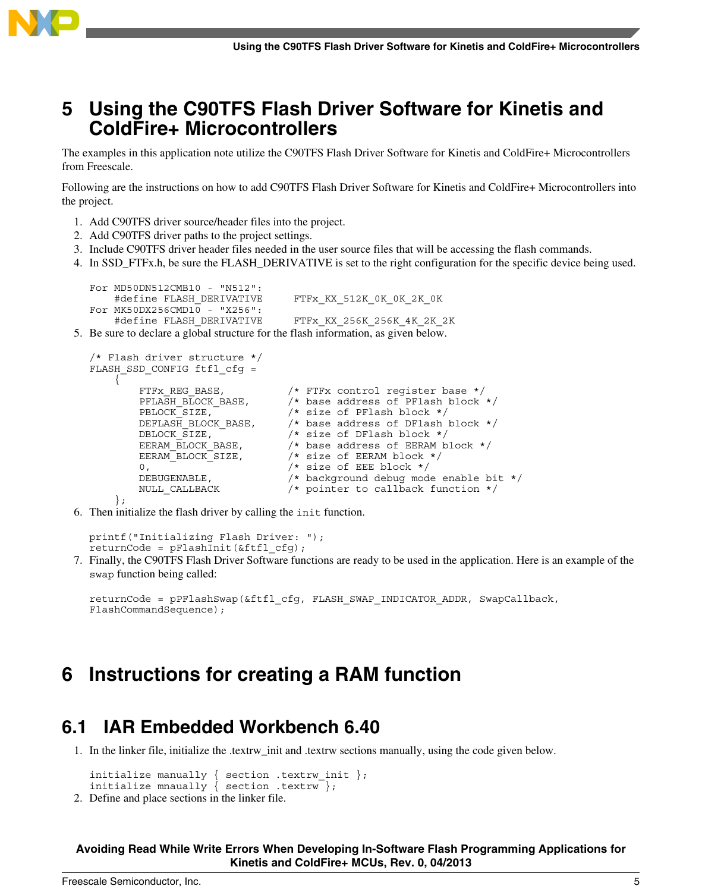# 5 Using the C90TFS Flash Driver Software for Kinetis and ColdFire+ Microcontrollers

The examples in this application note utilize the C90TFS Flash Driver Software for Kinetis and ColdFire+ Microcontrollers from Freescale.

Following are the instructions on how to add C90TFS Flash Driver Software for Kinetis and ColdFire+ Microcontrollers into the project.

1. Add C90TFS driver source/header files into the project.
2. Add C90TFS driver paths to the project settings.
3. Include C90TFS driver header files needed in the user source files that will be accessing the flash commands.
4. In SSD_FTFx.h, be sure the FLASH_DERIVATIVE is set to the right configuration for the specific device being used.

```
For MD50DN512CMB10 - "N512":
    #define FLASH_DERIVATIVE     FTFx_KX_512K_0K_0K_2K_0K
For MK50DX256CMD10 - "X256":
    #define FLASH_DERIVATIVE     FTFx_KX_256K_256K_4K_2K_2K
```

5. Be sure to declare a global structure for the flash information, as given below.

```
/* Flash driver structure */
FLASH_SSD_CONFIG ftfl_cfg =
    {
        FTFx_REG_BASE,          /* FTFx control register base */
        PFLASH_BLOCK_BASE,      /* base address of PFlash block */
        PBLOCK_SIZE,            /* size of PFlash block */
        DEFLASH_BLOCK_BASE,     /* base address of DFlash block */
        DBLOCK_SIZE,            /* size of DFlash block */
        EERAM_BLOCK_BASE,       /* base address of EERAM block */
        EERAM_BLOCK_SIZE,       /* size of EERAM block */
        0,                      /* size of EEE block */
        DEBUGENABLE,            /* background debug mode enable bit */
        NULL_CALLBACK           /* pointer to callback function */
    };
```

6. Then initialize the flash driver by calling the `init` function.

```
printf("Initializing Flash Driver: ");
returnCode = pFlashInit(&ftfl_cfg);
```

7. Finally, the C90TFS Flash Driver Software functions are ready to be used in the application. Here is an example of the `swap` function being called:

```
returnCode = pPFlashSwap(&ftfl_cfg, FLASH_SWAP_INDICATOR_ADDR, SwapCallback,
FlashCommandSequence);
```

# 6 Instructions for creating a RAM function

## 6.1 IAR Embedded Workbench 6.40

1. In the linker file, initialize the .textrw_init and .textrw sections manually, using the code given below.

```
initialize manually { section .textrw_init };
initialize mnaually { section .textrw };
```

2. Define and place sections in the linker file.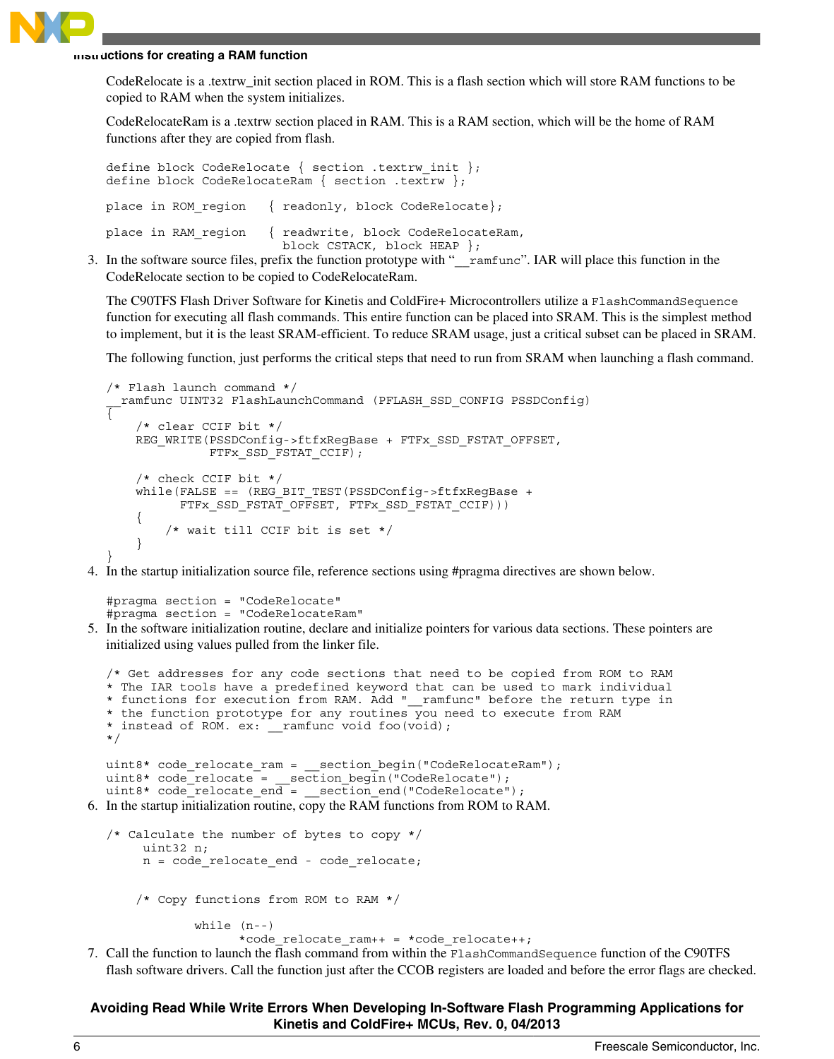CodeRelocate is a .textrw_init section placed in ROM. This is a flash section which will store RAM functions to be copied to RAM when the system initializes.

CodeRelocateRam is a .textrw section placed in RAM. This is a RAM section, which will be the home of RAM functions after they are copied from flash.

```
define block CodeRelocate { section .textrw_init };
define block CodeRelocateRam { section .textrw };

place in ROM_region   { readonly, block CodeRelocate};

place in RAM_region   { readwrite, block CodeRelocateRam,
                        block CSTACK, block HEAP };
```

3. In the software source files, prefix the function prototype with "`__ramfunc`". IAR will place this function in the CodeRelocate section to be copied to CodeRelocateRam.

   The C90TFS Flash Driver Software for Kinetis and ColdFire+ Microcontrollers utilize a `FlashCommandSequence` function for executing all flash commands. This entire function can be placed into SRAM. This is the simplest method to implement, but it is the least SRAM-efficient. To reduce SRAM usage, just a critical subset can be placed in SRAM.

   The following function, just performs the critical steps that need to run from SRAM when launching a flash command.

```
/* Flash launch command */
__ramfunc UINT32 FlashLaunchCommand (PFLASH_SSD_CONFIG PSSDConfig)
{
    /* clear CCIF bit */
    REG_WRITE(PSSDConfig->ftfxRegBase + FTFx_SSD_FSTAT_OFFSET,
              FTFx_SSD_FSTAT_CCIF);

    /* check CCIF bit */
    while(FALSE == (REG_BIT_TEST(PSSDConfig->ftfxRegBase +
          FTFx_SSD_FSTAT_OFFSET, FTFx_SSD_FSTAT_CCIF)))
    {
        /* wait till CCIF bit is set */
    }
}
```

4. In the startup initialization source file, reference sections using #pragma directives are shown below.

```
#pragma section = "CodeRelocate"
#pragma section = "CodeRelocateRam"
```

5. In the software initialization routine, declare and initialize pointers for various data sections. These pointers are initialized using values pulled from the linker file.

```
/* Get addresses for any code sections that need to be copied from ROM to RAM
* The IAR tools have a predefined keyword that can be used to mark individual
* functions for execution from RAM. Add "__ramfunc" before the return type in
* the function prototype for any routines you need to execute from RAM
* instead of ROM. ex: __ramfunc void foo(void);
*/

uint8* code_relocate_ram = __section_begin("CodeRelocateRam");
uint8* code_relocate = __section_begin("CodeRelocate");
uint8* code_relocate_end = __section_end("CodeRelocate");
```

6. In the startup initialization routine, copy the RAM functions from ROM to RAM.

```
/* Calculate the number of bytes to copy */
     uint32 n;
     n = code_relocate_end - code_relocate;


    /* Copy functions from ROM to RAM */

            while (n--)
                  *code_relocate_ram++ = *code_relocate++;
```

7. Call the function to launch the flash command from within the `FlashCommandSequence` function of the C90TFS flash software drivers. Call the function just after the CCOB registers are loaded and before the error flags are checked.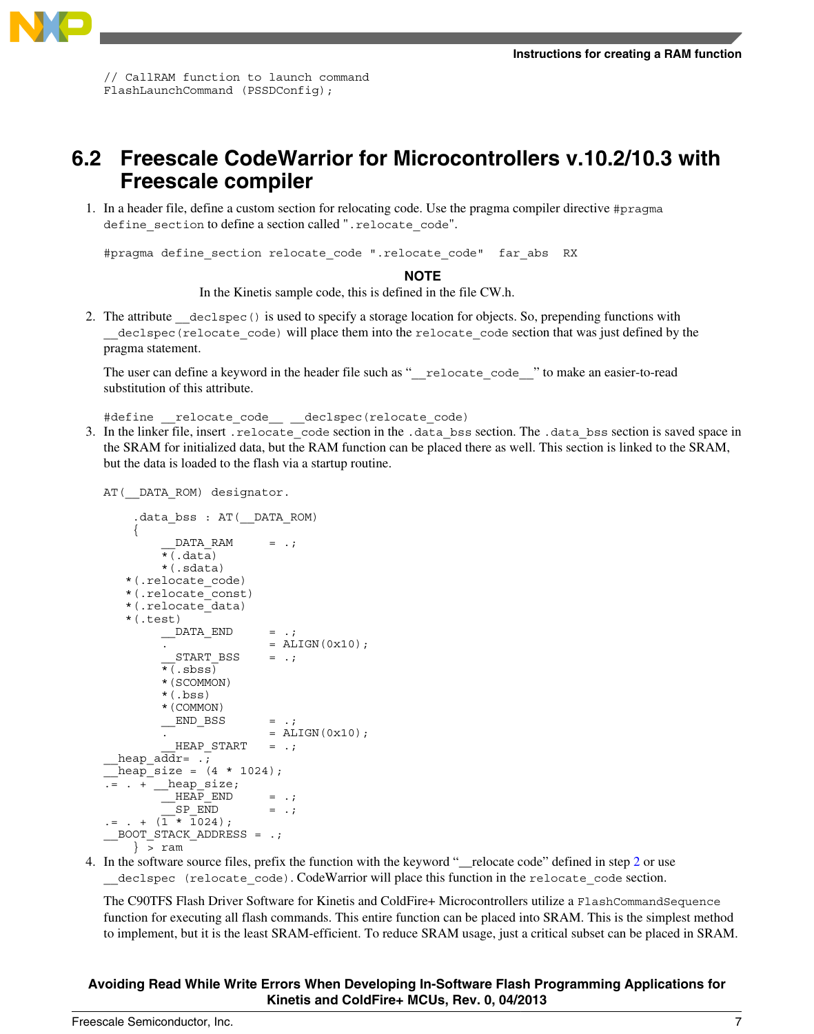```
// CallRAM function to launch command
FlashLaunchCommand (PSSDConfig);
```

## 6.2 Freescale CodeWarrior for Microcontrollers v.10.2/10.3 with Freescale compiler

1. In a header file, define a custom section for relocating code. Use the pragma compiler directive `#pragma define_section` to define a section called "`.relocate_code`".

   ```
   #pragma define_section relocate_code ".relocate_code"  far_abs  RX
   ```

   **NOTE**

   In the Kinetis sample code, this is defined in the file CW.h.

2. The attribute `__declspec()` is used to specify a storage location for objects. So, prepending functions with `__declspec(relocate_code)` will place them into the `relocate_code` section that was just defined by the pragma statement.

   The user can define a keyword in the header file such as "`__relocate_code__`" to make an easier-to-read substitution of this attribute.

   ```
   #define __relocate_code__ __declspec(relocate_code)
   ```

3. In the linker file, insert `.relocate_code` section in the `.data_bss` section. The `.data_bss` section is saved space in the SRAM for initialized data, but the RAM function can be placed there as well. This section is linked to the SRAM, but the data is loaded to the flash via a startup routine.

   ```
   AT(__DATA_ROM) designator.

       .data_bss : AT(__DATA_ROM)
       {
           __DATA_RAM     = .;
           *(.data)
           *(.sdata)
     *(.relocate_code)
     *(.relocate_const)
     *(.relocate_data)
     *(.test)
           __DATA_END     = .;
           .              = ALIGN(0x10);
           __START_BSS    = .;
           *(.sbss)
           *(SCOMMON)
           *(.bss)
           *(COMMON)
           __END_BSS      = .;
           .              = ALIGN(0x10);
           __HEAP_START   = .;
   __heap_addr= .;
   __heap_size = (4 * 1024);
   .= . + __heap_size;
           __HEAP_END     = .;
           __SP_END       = .;
   .= . + (1 * 1024);
   __BOOT_STACK_ADDRESS = .;
       } > ram
   ```

4. In the software source files, prefix the function with the keyword "__relocate code" defined in step 2 or use `__declspec (relocate_code)`. CodeWarrior will place this function in the `relocate_code` section.

   The C90TFS Flash Driver Software for Kinetis and ColdFire+ Microcontrollers utilize a `FlashCommandSequence` function for executing all flash commands. This entire function can be placed into SRAM. This is the simplest method to implement, but it is the least SRAM-efficient. To reduce SRAM usage, just a critical subset can be placed in SRAM.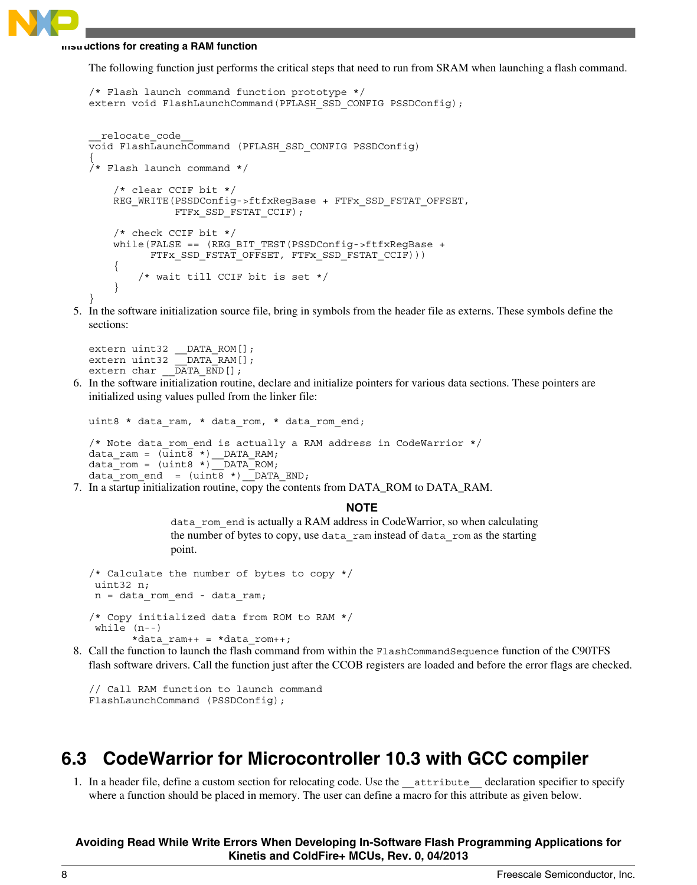The following function just performs the critical steps that need to run from SRAM when launching a flash command.

```
/* Flash launch command function prototype */
extern void FlashLaunchCommand(PFLASH_SSD_CONFIG PSSDConfig);


__relocate_code__
void FlashLaunchCommand (PFLASH_SSD_CONFIG PSSDConfig)
{
/* Flash launch command */

    /* clear CCIF bit */
    REG_WRITE(PSSDConfig->ftfxRegBase + FTFx_SSD_FSTAT_OFFSET,
              FTFx_SSD_FSTAT_CCIF);

    /* check CCIF bit */
    while(FALSE == (REG_BIT_TEST(PSSDConfig->ftfxRegBase +
          FTFx_SSD_FSTAT_OFFSET, FTFx_SSD_FSTAT_CCIF)))
    {
        /* wait till CCIF bit is set */
    }
}
```

5. In the software initialization source file, bring in symbols from the header file as externs. These symbols define the sections:

```
extern uint32 __DATA_ROM[];
extern uint32 __DATA_RAM[];
extern char __DATA_END[];
```

6. In the software initialization routine, declare and initialize pointers for various data sections. These pointers are initialized using values pulled from the linker file:

```
uint8 * data_ram, * data_rom, * data_rom_end;

/* Note data_rom_end is actually a RAM address in CodeWarrior */
data_ram = (uint8 *)__DATA_RAM;
data_rom = (uint8 *)__DATA_ROM;
data_rom_end  = (uint8 *)__DATA_END;
```

7. In a startup initialization routine, copy the contents from DATA_ROM to DATA_RAM.

**NOTE**

`data_rom_end` is actually a RAM address in CodeWarrior, so when calculating the number of bytes to copy, use `data_ram` instead of `data_rom` as the starting point.

```
/* Calculate the number of bytes to copy */
 uint32 n;
 n = data_rom_end - data_ram;

/* Copy initialized data from ROM to RAM */
 while (n--)
       *data_ram++ = *data_rom++;
```

8. Call the function to launch the flash command from within the `FlashCommandSequence` function of the C90TFS flash software drivers. Call the function just after the CCOB registers are loaded and before the error flags are checked.

```
// Call RAM function to launch command
FlashLaunchCommand (PSSDConfig);
```

## 6.3 CodeWarrior for Microcontroller 10.3 with GCC compiler

1. In a header file, define a custom section for relocating code. Use the `__attribute__` declaration specifier to specify where a function should be placed in memory. The user can define a macro for this attribute as given below.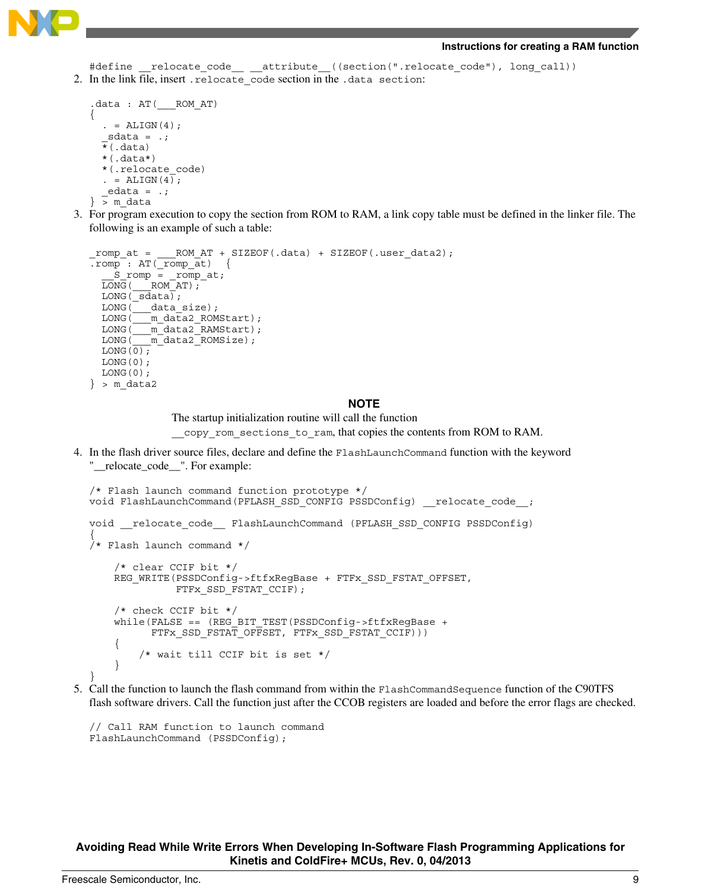```
#define __relocate_code__ __attribute__((section(".relocate_code"), long_call))
```

2. In the link file, insert `.relocate_code` section in the `.data section`:

```
.data : AT(___ROM_AT)
{
  . = ALIGN(4);
  _sdata = .;
  *(.data)
  *(.data*)
  *(.relocate_code)
  . = ALIGN(4);
  _edata = .;
} > m_data
```

3. For program execution to copy the section from ROM to RAM, a link copy table must be defined in the linker file. The following is an example of such a table:

```
_romp_at = ___ROM_AT + SIZEOF(.data) + SIZEOF(.user_data2);
.romp : AT(_romp_at)  {
  __S_romp = _romp_at;
  LONG(___ROM_AT);
  LONG(_sdata);
  LONG(___data_size);
  LONG(___m_data2_ROMStart);
  LONG(___m_data2_RAMStart);
  LONG(___m_data2_ROMSize);
  LONG(0);
  LONG(0);
  LONG(0);
} > m_data2
```

**NOTE**

The startup initialization routine will call the function `__copy_rom_sections_to_ram`, that copies the contents from ROM to RAM.

4. In the flash driver source files, declare and define the `FlashLaunchCommand` function with the keyword "__relocate_code__". For example:

```
/* Flash launch command function prototype */
void FlashLaunchCommand(PFLASH_SSD_CONFIG PSSDConfig) __relocate_code__;

void __relocate_code__ FlashLaunchCommand (PFLASH_SSD_CONFIG PSSDConfig)
{
/* Flash launch command */

    /* clear CCIF bit */
    REG_WRITE(PSSDConfig->ftfxRegBase + FTFx_SSD_FSTAT_OFFSET,
              FTFx_SSD_FSTAT_CCIF);

    /* check CCIF bit */
    while(FALSE == (REG_BIT_TEST(PSSDConfig->ftfxRegBase +
          FTFx_SSD_FSTAT_OFFSET, FTFx_SSD_FSTAT_CCIF)))
    {
        /* wait till CCIF bit is set */
    }
}
```

5. Call the function to launch the flash command from within the `FlashCommandSequence` function of the C90TFS flash software drivers. Call the function just after the CCOB registers are loaded and before the error flags are checked.

```
// Call RAM function to launch command
FlashLaunchCommand (PSSDConfig);
```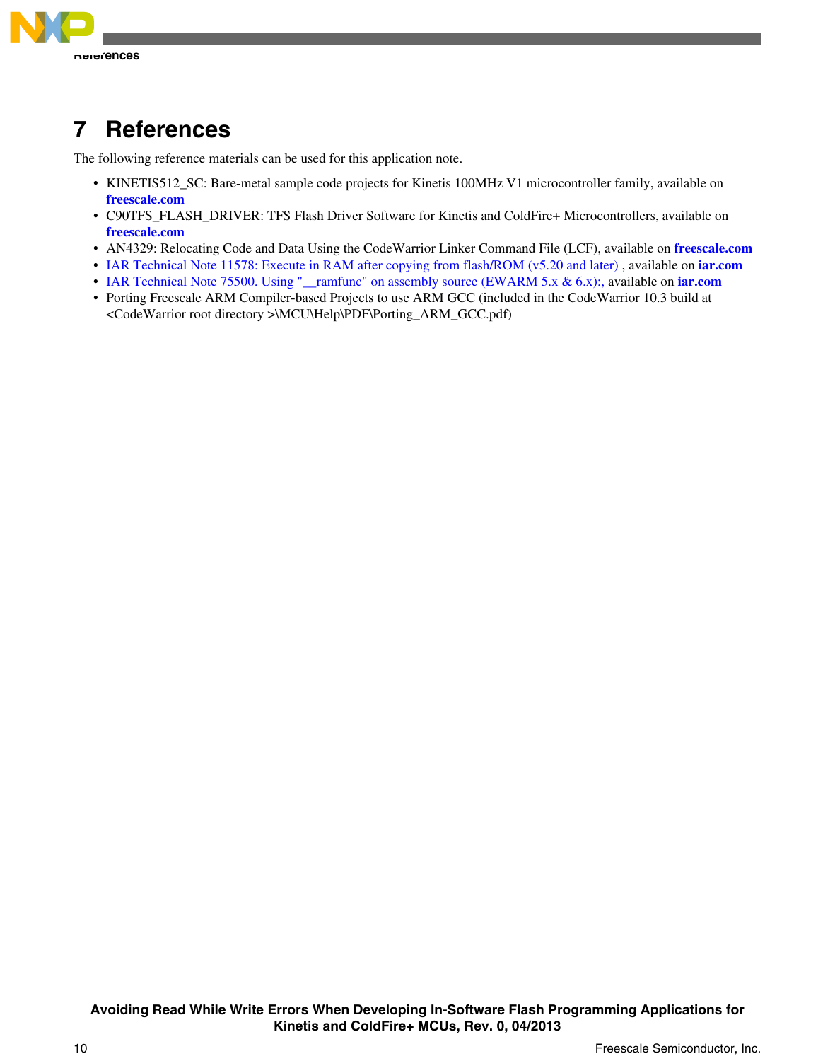# 7 References

The following reference materials can be used for this application note.

- KINETIS512_SC: Bare-metal sample code projects for Kinetis 100MHz V1 microcontroller family, available on **freescale.com**
- C90TFS_FLASH_DRIVER: TFS Flash Driver Software for Kinetis and ColdFire+ Microcontrollers, available on **freescale.com**
- AN4329: Relocating Code and Data Using the CodeWarrior Linker Command File (LCF), available on **freescale.com**
- IAR Technical Note 11578: Execute in RAM after copying from flash/ROM (v5.20 and later) , available on **iar.com**
- IAR Technical Note 75500. Using "__ramfunc" on assembly source (EWARM 5.x & 6.x):, available on **iar.com**
- Porting Freescale ARM Compiler-based Projects to use ARM GCC (included in the CodeWarrior 10.3 build at <CodeWarrior root directory >\MCU\Help\PDF\Porting_ARM_GCC.pdf)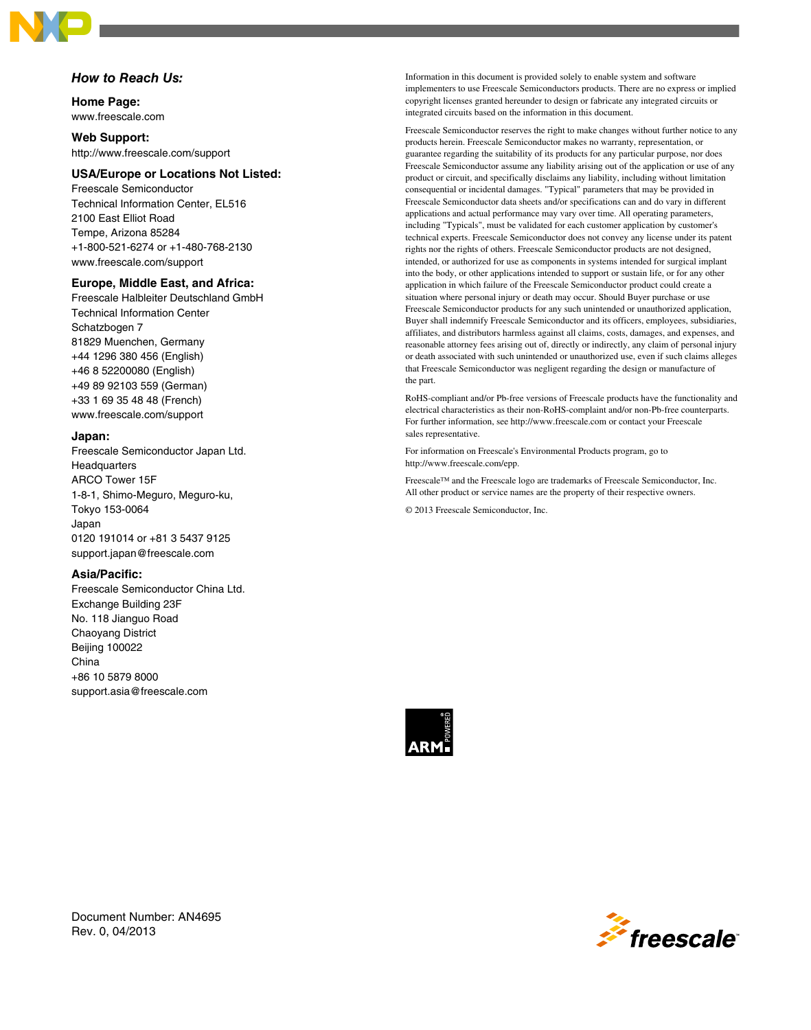*How to Reach Us:*

**Home Page:**
www.freescale.com

**Web Support:**
http://www.freescale.com/support

**USA/Europe or Locations Not Listed:**
Freescale Semiconductor
Technical Information Center, EL516
2100 East Elliot Road
Tempe, Arizona 85284
+1-800-521-6274 or +1-480-768-2130
www.freescale.com/support

**Europe, Middle East, and Africa:**
Freescale Halbleiter Deutschland GmbH
Technical Information Center
Schatzbogen 7
81829 Muenchen, Germany
+44 1296 380 456 (English)
+46 8 52200080 (English)
+49 89 92103 559 (German)
+33 1 69 35 48 48 (French)
www.freescale.com/support

**Japan:**
Freescale Semiconductor Japan Ltd.
Headquarters
ARCO Tower 15F
1-8-1, Shimo-Meguro, Meguro-ku,
Tokyo 153-0064
Japan
0120 191014 or +81 3 5437 9125
support.japan@freescale.com

**Asia/Pacific:**
Freescale Semiconductor China Ltd.
Exchange Building 23F
No. 118 Jianguo Road
Chaoyang District
Beijing 100022
China
+86 10 5879 8000
support.asia@freescale.com

Information in this document is provided solely to enable system and software implementers to use Freescale Semiconductors products. There are no express or implied copyright licenses granted hereunder to design or fabricate any integrated circuits or integrated circuits based on the information in this document.

Freescale Semiconductor reserves the right to make changes without further notice to any products herein. Freescale Semiconductor makes no warranty, representation, or guarantee regarding the suitability of its products for any particular purpose, nor does Freescale Semiconductor assume any liability arising out of the application or use of any product or circuit, and specifically disclaims any liability, including without limitation consequential or incidental damages. "Typical" parameters that may be provided in Freescale Semiconductor data sheets and/or specifications can and do vary in different applications and actual performance may vary over time. All operating parameters, including "Typicals", must be validated for each customer application by customer's technical experts. Freescale Semiconductor does not convey any license under its patent rights nor the rights of others. Freescale Semiconductor products are not designed, intended, or authorized for use as components in systems intended for surgical implant into the body, or other applications intended to support or sustain life, or for any other application in which failure of the Freescale Semiconductor product could create a situation where personal injury or death may occur. Should Buyer purchase or use Freescale Semiconductor products for any such unintended or unauthorized application, Buyer shall indemnify Freescale Semiconductor and its officers, employees, subsidiaries, affiliates, and distributors harmless against all claims, costs, damages, and expenses, and reasonable attorney fees arising out of, directly or indirectly, any claim of personal injury or death associated with such unintended or unauthorized use, even if such claims alleges that Freescale Semiconductor was negligent regarding the design or manufacture of the part.

RoHS-compliant and/or Pb-free versions of Freescale products have the functionality and electrical characteristics as their non-RoHS-complaint and/or non-Pb-free counterparts. For further information, see http://www.freescale.com or contact your Freescale sales representative.

For information on Freescale's Environmental Products program, go to http://www.freescale.com/epp.

Freescale™ and the Freescale logo are trademarks of Freescale Semiconductor, Inc. All other product or service names are the property of their respective owners.

© 2013 Freescale Semiconductor, Inc.

Document Number: AN4695
Rev. 0, 04/2013